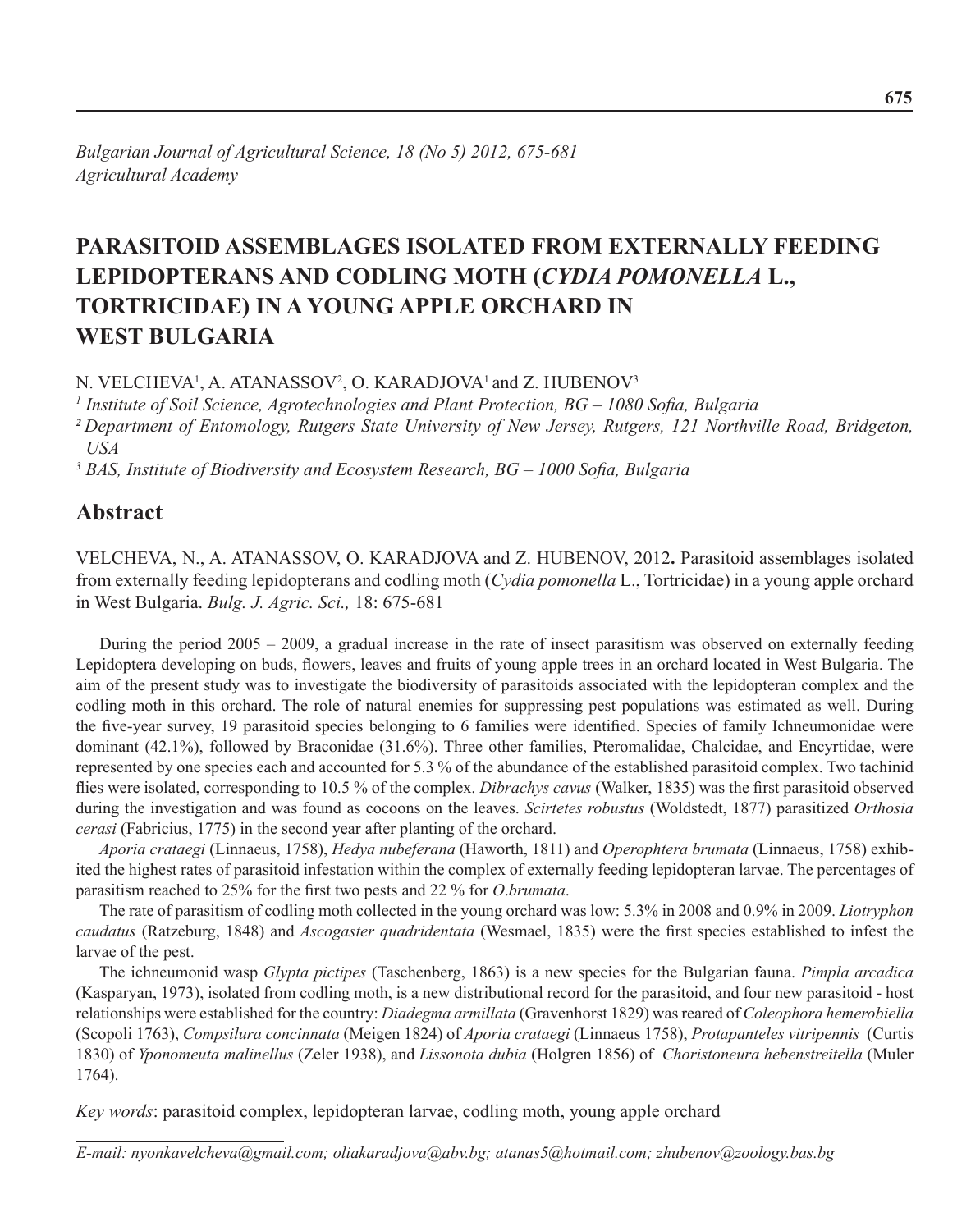*Bulgarian Journal of Agricultural Science, 18 (No 5) 2012, 675-681*
*Agricultural Academy*

# PARASITOID ASSEMBLAGES ISOLATED FROM EXTERNALLY FEEDING LEPIDOPTERANS AND CODLING MOTH (*CYDIA POMONELLA* L., TORTRICIDAE) IN A YOUNG APPLE ORCHARD IN WEST BULGARIA

N. VELCHEVA[1], A. ATANASSOV[2], O. KARADJOVA[1] and Z. HUBENOV[3]

[1] *Institute of Soil Science, Agrotechnologies and Plant Protection, BG – 1080 Sofia, Bulgaria*
[2] *Department of Entomology, Rutgers State University of New Jersey, Rutgers, 121 Northville Road, Bridgeton, USA*
[3] *BAS, Institute of Biodiversity and Ecosystem Research, BG – 1000 Sofia, Bulgaria*

## Abstract

VELCHEVA, N., A. ATANASSOV, O. KARADJOVA and Z. HUBENOV, 2012**.** Parasitoid assemblages isolated from externally feeding lepidopterans and codling moth (*Cydia pomonella* L., Tortricidae) in a young apple orchard in West Bulgaria. *Bulg. J. Agric. Sci.,* 18: 675-681

During the period 2005 – 2009, a gradual increase in the rate of insect parasitism was observed on externally feeding Lepidoptera developing on buds, flowers, leaves and fruits of young apple trees in an orchard located in West Bulgaria. The aim of the present study was to investigate the biodiversity of parasitoids associated with the lepidopteran complex and the codling moth in this orchard. The role of natural enemies for suppressing pest populations was estimated as well. During the five-year survey, 19 parasitoid species belonging to 6 families were identified. Species of family Ichneumonidae were dominant (42.1%), followed by Braconidae (31.6%). Three other families, Pteromalidae, Chalcidae, and Encyrtidae, were represented by one species each and accounted for 5.3 % of the abundance of the established parasitoid complex. Two tachinid flies were isolated, corresponding to 10.5 % of the complex. *Dibrachys cavus* (Walker, 1835) was the first parasitoid observed during the investigation and was found as cocoons on the leaves. *Scirtetes robustus* (Woldstedt, 1877) parasitized *Orthosia cerasi* (Fabricius, 1775) in the second year after planting of the orchard.

*Aporia crataegi* (Linnaeus, 1758), *Hedya nubeferana* (Haworth, 1811) and *Operophtera brumata* (Linnaeus, 1758) exhibited the highest rates of parasitoid infestation within the complex of externally feeding lepidopteran larvae. The percentages of parasitism reached to 25% for the first two pests and 22 % for *O.brumata*.

The rate of parasitism of codling moth collected in the young orchard was low: 5.3% in 2008 and 0.9% in 2009. *Liotryphon caudatus* (Ratzeburg, 1848) and *Ascogaster quadridentata* (Wesmael, 1835) were the first species established to infest the larvae of the pest.

The ichneumonid wasp *Glypta pictipes* (Taschenberg, 1863) is a new species for the Bulgarian fauna. *Pimpla arcadica* (Kasparyan, 1973), isolated from codling moth, is a new distributional record for the parasitoid, and four new parasitoid - host relationships were established for the country: *Diadegma armillata* (Gravenhorst 1829) was reared of *Coleophora hemerobiella* (Scopoli 1763), *Compsilura concinnata* (Meigen 1824) of *Aporia crataegi* (Linnaeus 1758), *Protapanteles vitripennis* (Curtis 1830) of *Yponomeuta malinellus* (Zeler 1938), and *Lissonota dubia* (Holgren 1856) of *Choristoneura hebenstreitella* (Muler 1764).

*Key words*: parasitoid complex, lepidopteran larvae, codling moth, young apple orchard

*E-mail: nyonkavelcheva@gmail.com; oliakaradjova@abv.bg; atanas5@hotmail.com; zhubenov@zoology.bas.bg*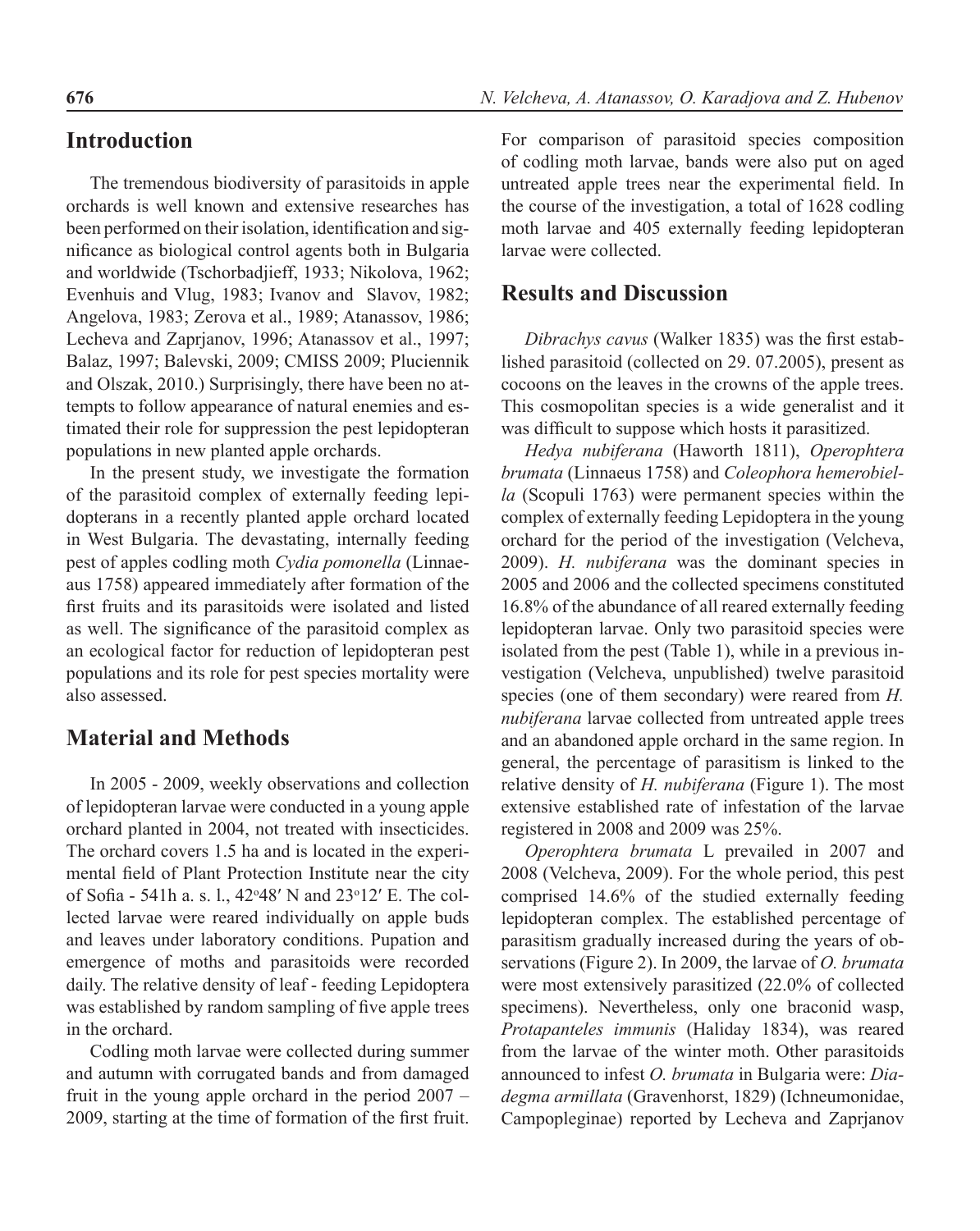## Introduction

The tremendous biodiversity of parasitoids in apple orchards is well known and extensive researches has been performed on their isolation, identification and significance as biological control agents both in Bulgaria and worldwide (Tschorbadjieff, 1933; Nikolova, 1962; Evenhuis and Vlug, 1983; Ivanov and Slavov, 1982; Angelova, 1983; Zerova et al., 1989; Atanassov, 1986; Lecheva and Zaprjanov, 1996; Atanassov et al., 1997; Balaz, 1997; Balevski, 2009; CMISS 2009; Pluciennik and Olszak, 2010.) Surprisingly, there have been no attempts to follow appearance of natural enemies and estimated their role for suppression the pest lepidopteran populations in new planted apple orchards.

In the present study, we investigate the formation of the parasitoid complex of externally feeding lepidopterans in a recently planted apple orchard located in West Bulgaria. The devastating, internally feeding pest of apples codling moth *Cydia pomonella* (Linnaeaus 1758) appeared immediately after formation of the first fruits and its parasitoids were isolated and listed as well. The significance of the parasitoid complex as an ecological factor for reduction of lepidopteran pest populations and its role for pest species mortality were also assessed.

## Material and Methods

In 2005 - 2009, weekly observations and collection of lepidopteran larvae were conducted in a young apple orchard planted in 2004, not treated with insecticides. The orchard covers 1.5 ha and is located in the experimental field of Plant Protection Institute near the city of Sofia - 541h a. s. l., 42°48′ N and 23°12′ E. The collected larvae were reared individually on apple buds and leaves under laboratory conditions. Pupation and emergence of moths and parasitoids were recorded daily. The relative density of leaf - feeding Lepidoptera was established by random sampling of five apple trees in the orchard.

Codling moth larvae were collected during summer and autumn with corrugated bands and from damaged fruit in the young apple orchard in the period 2007 – 2009, starting at the time of formation of the first fruit. For comparison of parasitoid species composition of codling moth larvae, bands were also put on aged untreated apple trees near the experimental field. In the course of the investigation, a total of 1628 codling moth larvae and 405 externally feeding lepidopteran larvae were collected.

## Results and Discussion

*Dibrachys cavus* (Walker 1835) was the first established parasitoid (collected on 29. 07.2005), present as cocoons on the leaves in the crowns of the apple trees. This cosmopolitan species is a wide generalist and it was difficult to suppose which hosts it parasitized.

*Hedya nubiferana* (Haworth 1811), *Operophtera brumata* (Linnaeus 1758) and *Coleophora hemerobiella* (Scopuli 1763) were permanent species within the complex of externally feeding Lepidoptera in the young orchard for the period of the investigation (Velcheva, 2009). *H. nubiferana* was the dominant species in 2005 and 2006 and the collected specimens constituted 16.8% of the abundance of all reared externally feeding lepidopteran larvae. Only two parasitoid species were isolated from the pest (Table 1), while in a previous investigation (Velcheva, unpublished) twelve parasitoid species (one of them secondary) were reared from *H. nubiferana* larvae collected from untreated apple trees and an abandoned apple orchard in the same region. In general, the percentage of parasitism is linked to the relative density of *H. nubiferana* (Figure 1). The most extensive established rate of infestation of the larvae registered in 2008 and 2009 was 25%.

*Operophtera brumata* L prevailed in 2007 and 2008 (Velcheva, 2009). For the whole period, this pest comprised 14.6% of the studied externally feeding lepidopteran complex. The established percentage of parasitism gradually increased during the years of observations (Figure 2). In 2009, the larvae of *O. brumata* were most extensively parasitized (22.0% of collected specimens). Nevertheless, only one braconid wasp, *Protapanteles immunis* (Haliday 1834), was reared from the larvae of the winter moth. Other parasitoids announced to infest *O. brumata* in Bulgaria were: *Diadegma armillata* (Gravenhorst, 1829) (Ichneumonidae, Campopleginae) reported by Lecheva and Zaprjanov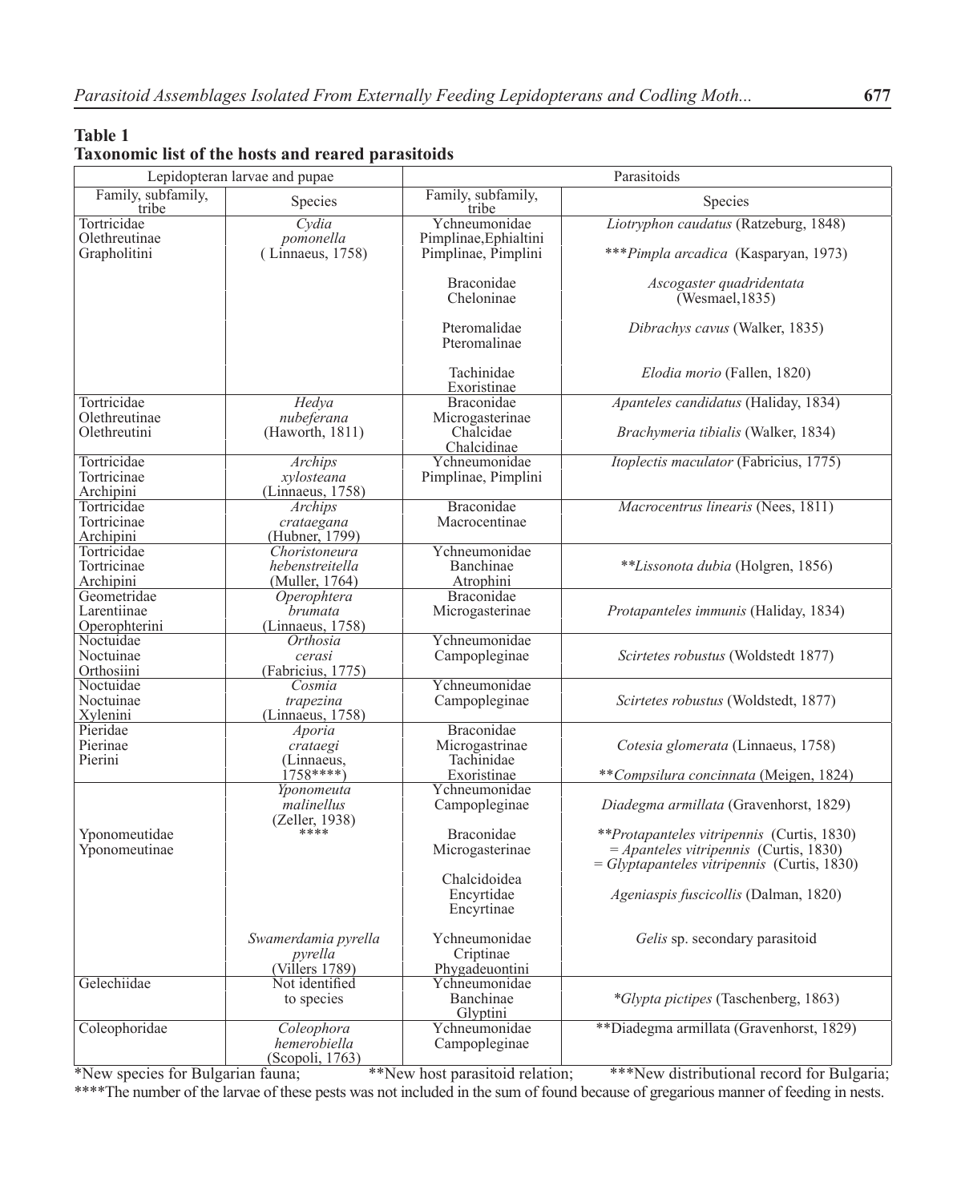**Table 1**
**Taxonomic list of the hosts and reared parasitoids**

| Lepidopteran larvae and pupae | | Parasitoids | |
|---|---|---|---|
| Family, subfamily, tribe | Species | Family, subfamily, tribe | Species |
| Tortricidae Olethreutinae Grapholitini | *Cydia pomonella* (Linnaeus, 1758) | Ychneumonidae Pimplinae, Ephialtini | *Liotryphon caudatus* (Ratzeburg, 1848) |
| | | Pimplinae, Pimplini | ****Pimpla arcadica* (Kasparyan, 1973) |
| | | Braconidae Cheloninae | *Ascogaster quadridentata* (Wesmael, 1835) |
| | | Pteromalidae Pteromalinae | *Dibrachys cavus* (Walker, 1835) |
| | | Tachinidae Exoristinae | *Elodia morio* (Fallen, 1820) |
| Tortricidae Olethreutinae Olethreutini | *Hedya nubeferana* (Haworth, 1811) | Braconidae Microgasterinae | *Apanteles candidatus* (Haliday, 1834) |
| | | Chalcidae Chalcidinae | *Brachymeria tibialis* (Walker, 1834) |
| Tortricidae Tortricinae Archipini | *Archips xylosteana* (Linnaeus, 1758) | Ychneumonidae Pimplinae, Pimplini | *Itoplectis maculator* (Fabricius, 1775) |
| Tortricidae Tortricinae Archipini | *Archips crataegana* (Hubner, 1799) | Braconidae Macrocentinae | *Macrocentrus linearis* (Nees, 1811) |
| Tortricidae Tortricinae Archipini | *Choristoneura hebenstreitella* (Muller, 1764) | Ychneumonidae Banchinae Atrophini | ***Lissonota dubia* (Holgren, 1856) |
| Geometridae Larentiinae Operophterini | *Operophtera brumata* (Linnaeus, 1758) | Braconidae Microgasterinae | *Protapanteles immunis* (Haliday, 1834) |
| Noctuidae Noctuinae Orthosiini | *Orthosia cerasi* (Fabricius, 1775) | Ychneumonidae Campopleginae | *Scirtetes robustus* (Woldstedt 1877) |
| Noctuidae Noctuinae Xylenini | *Cosmia trapezina* (Linnaeus, 1758) | Ychneumonidae Campopleginae | *Scirtetes robustus* (Woldstedt, 1877) |
| Pieridae Pierinae Pierini | *Aporia crataegi* (Linnaeus, 1758****) | Braconidae Micrograstrinae | *Cotesia glomerata* (Linnaeus, 1758) |
| | | Tachinidae Exoristinae | ***Compsilura concinnata* (Meigen, 1824) |
| Yponomeutidae Yponomeutinae | *Yponomeuta malinellus* (Zeller, 1938) **** | Ychneumonidae Campopleginae | *Diadegma armillata* (Gravenhorst, 1829) |
| | | Braconidae Microgasterinae | ***Protapanteles vitripennis* (Curtis, 1830) = *Apanteles vitripennis* (Curtis, 1830) = *Glyptapanteles vitripennis* (Curtis, 1830) |
| | | Chalcidoidea Encyrtidae Encyrtinae | *Ageniaspis fuscicollis* (Dalman, 1820) |
| | *Swamerdamia pyrella pyrella* (Villers 1789) | Ychneumonidae Criptinae Phygadeuontini | *Gelis* sp. secondary parasitoid |
| Gelechiidae | Not identified to species | Ychneumonidae Banchinae Glyptini | **Glypta pictipes* (Taschenberg, 1863) |
| Coleophoridae | *Coleophora hemerobiella* (Scopoli, 1763) | Ychneumonidae Campopleginae | **Diadegma armillata (Gravenhorst, 1829) |

*New species for Bulgarian fauna; **New host parasitoid relation; ***New distributional record for Bulgaria;
****The number of the larvae of these pests was not included in the sum of found because of gregarious manner of feeding in nests.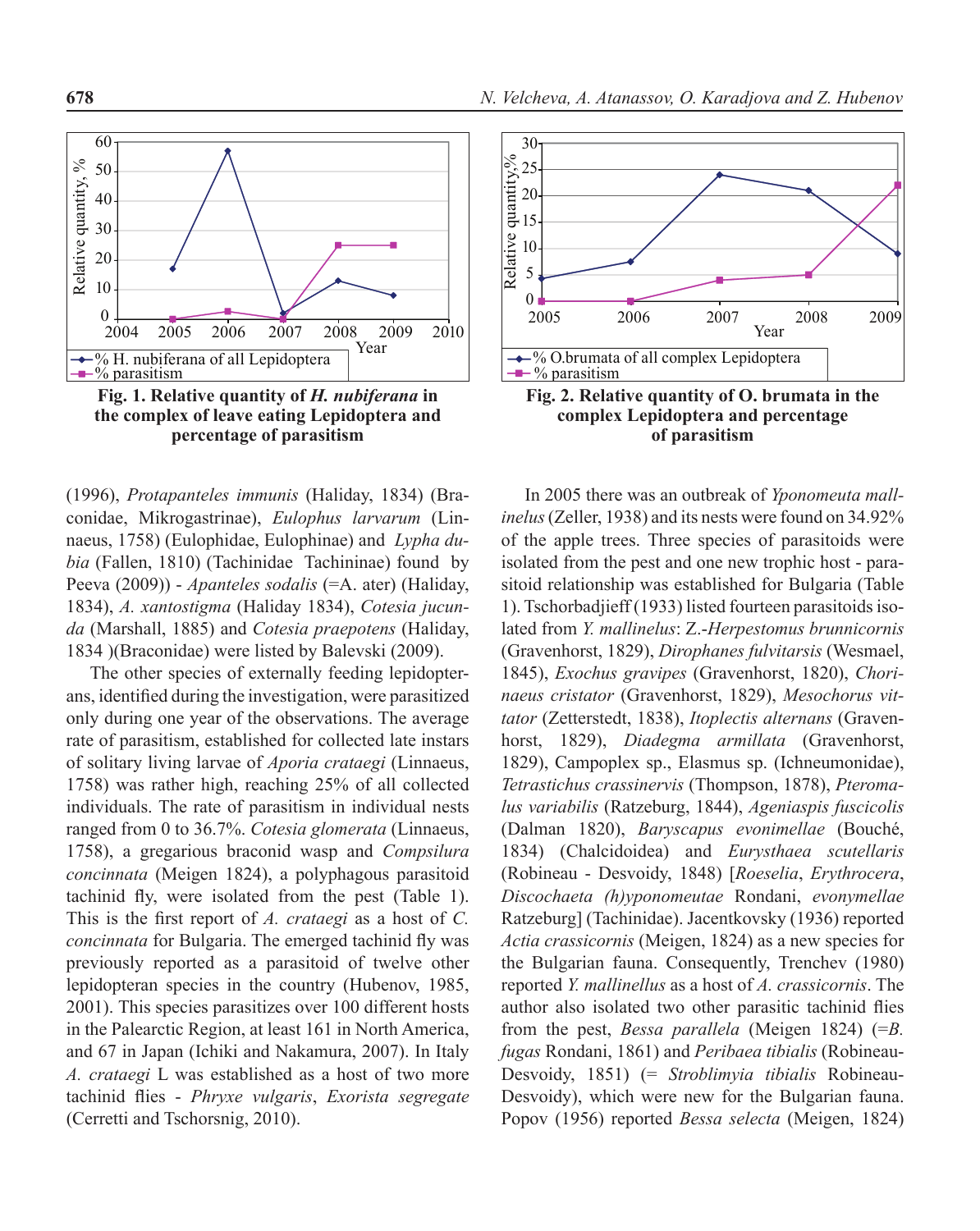Fig. 1. Relative quantity of *H. nubiferana* in the complex of leave eating Lepidoptera and percentage of parasitism

Fig. 2. Relative quantity of O. brumata in the complex Lepidoptera and percentage of parasitism

(1996), *Protapanteles immunis* (Haliday, 1834) (Braconidae, Mikrogastrinae), *Eulophus larvarum* (Linnaeus, 1758) (Eulophidae, Eulophinae) and *Lypha dubia* (Fallen, 1810) (Tachinidae Tachininae) found by Peeva (2009)) - *Apanteles sodalis* (=A. ater) (Haliday, 1834), *A. xantostigma* (Haliday 1834), *Cotesia jucunda* (Marshall, 1885) and *Cotesia praepotens* (Haliday, 1834 )(Braconidae) were listed by Balevski (2009).

The other species of externally feeding lepidopterans, identified during the investigation, were parasitized only during one year of the observations. The average rate of parasitism, established for collected late instars of solitary living larvae of *Aporia crataegi* (Linnaeus, 1758) was rather high, reaching 25% of all collected individuals. The rate of parasitism in individual nests ranged from 0 to 36.7%. *Cotesia glomerata* (Linnaeus, 1758), a gregarious braconid wasp and *Compsilura concinnata* (Meigen 1824), a polyphagous parasitoid tachinid fly, were isolated from the pest (Table 1). This is the first report of *A. crataegi* as a host of *C. concinnata* for Bulgaria. The emerged tachinid fly was previously reported as a parasitoid of twelve other lepidopteran species in the country (Hubenov, 1985, 2001). This species parasitizes over 100 different hosts in the Palearctic Region, at least 161 in North America, and 67 in Japan (Ichiki and Nakamura, 2007). In Italy *A. crataegi* L was established as a host of two more tachinid flies - *Phryxe vulgaris*, *Exorista segregate* (Cerretti and Tschorsnig, 2010).

In 2005 there was an outbreak of *Yponomeuta mallinelus* (Zeller, 1938) and its nests were found on 34.92% of the apple trees. Three species of parasitoids were isolated from the pest and one new trophic host - parasitoid relationship was established for Bulgaria (Table 1). Tschorbadjieff (1933) listed fourteen parasitoids isolated from *Y. mallinelus*: Z.-*Herpestomus brunnicornis* (Gravenhorst, 1829), *Dirophanes fulvitarsis* (Wesmael, 1845), *Exochus gravipes* (Gravenhorst, 1820), *Chorinaeus cristator* (Gravenhorst, 1829), *Mesochorus vittator* (Zetterstedt, 1838), *Itoplectis alternans* (Gravenhorst, 1829), *Diadegma armillata* (Gravenhorst, 1829), Campoplex sp., Elasmus sp. (Ichneumonidae), *Tetrastichus crassinervis* (Thompson, 1878), *Pteromalus variabilis* (Ratzeburg, 1844), *Ageniaspis fuscicolis* (Dalman 1820), *Baryscapus evonimellae* (Bouché, 1834) (Chalcidoidea) and *Eurysthaea scutellaris* (Robineau - Desvoidy, 1848) [*Roeselia*, *Erythrocera*, *Discochaeta (h)yponomeutae* Rondani, *evonymellae* Ratzeburg] (Tachinidae). Jacentkovsky (1936) reported *Actia crassicornis* (Meigen, 1824) as a new species for the Bulgarian fauna. Consequently, Trenchev (1980) reported *Y. mallinellus* as a host of *A. crassicornis*. The author also isolated two other parasitic tachinid flies from the pest, *Bessa parallela* (Meigen 1824) (=*B. fugas* Rondani, 1861) and *Peribaea tibialis* (Robineau-Desvoidy, 1851) (= *Stroblimyia tibialis* Robineau-Desvoidy), which were new for the Bulgarian fauna. Popov (1956) reported *Bessa selecta* (Meigen, 1824)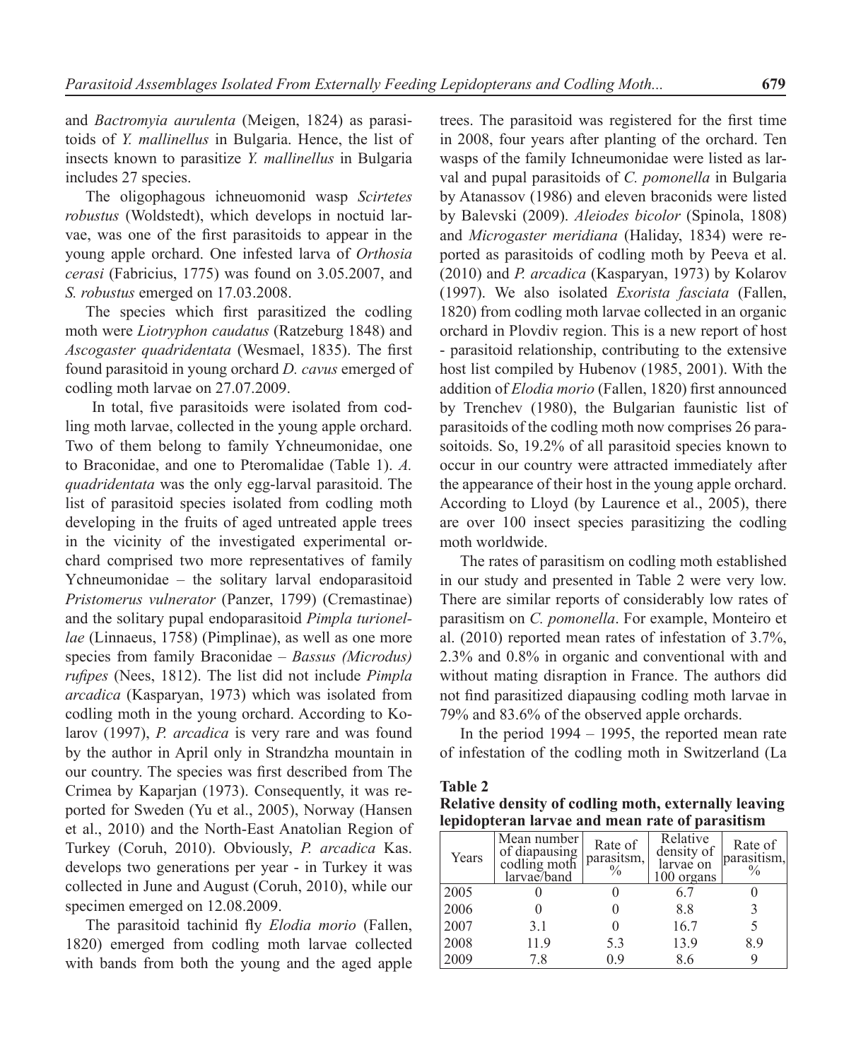and *Bactromyia aurulenta* (Meigen, 1824) as parasitoids of *Y. mallinellus* in Bulgaria. Hence, the list of insects known to parasitize *Y. mallinellus* in Bulgaria includes 27 species.

The oligophagous ichneuomonid wasp *Scirtetes robustus* (Woldstedt), which develops in noctuid larvae, was one of the first parasitoids to appear in the young apple orchard. One infested larva of *Orthosia cerasi* (Fabricius, 1775) was found on 3.05.2007, and *S. robustus* emerged on 17.03.2008.

The species which first parasitized the codling moth were *Liotryphon caudatus* (Ratzeburg 1848) and *Ascogaster quadridentata* (Wesmael, 1835). The first found parasitoid in young orchard *D. cavus* emerged of codling moth larvae on 27.07.2009.

In total, five parasitoids were isolated from codling moth larvae, collected in the young apple orchard. Two of them belong to family Ychneumonidae, one to Braconidae, and one to Pteromalidae (Table 1). *A. quadridentata* was the only egg-larval parasitoid. The list of parasitoid species isolated from codling moth developing in the fruits of aged untreated apple trees in the vicinity of the investigated experimental orchard comprised two more representatives of family Ychneumonidae – the solitary larval endoparasitoid *Pristomerus vulnerator* (Panzer, 1799) (Cremastinae) and the solitary pupal endoparasitoid *Pimpla turionellae* (Linnaeus, 1758) (Pimplinae), as well as one more species from family Braconidae – *Bassus (Microdus) rufipes* (Nees, 1812). The list did not include *Pimpla arcadica* (Kasparyan, 1973) which was isolated from codling moth in the young orchard. According to Kolarov (1997), *P. arcadica* is very rare and was found by the author in April only in Strandzha mountain in our country. The species was first described from The Crimea by Kaparjan (1973). Consequently, it was reported for Sweden (Yu et al., 2005), Norway (Hansen et al., 2010) and the North-East Anatolian Region of Turkey (Coruh, 2010). Obviously, *P. arcadica* Kas. develops two generations per year - in Turkey it was collected in June and August (Coruh, 2010), while our specimen emerged on 12.08.2009.

The parasitoid tachinid fly *Elodia morio* (Fallen, 1820) emerged from codling moth larvae collected with bands from both the young and the aged apple trees. The parasitoid was registered for the first time in 2008, four years after planting of the orchard. Ten wasps of the family Ichneumonidae were listed as larval and pupal parasitoids of *C. pomonella* in Bulgaria by Atanassov (1986) and eleven braconids were listed by Balevski (2009). *Aleiodes bicolor* (Spinola, 1808) and *Microgaster meridiana* (Haliday, 1834) were reported as parasitoids of codling moth by Peeva et al. (2010) and *P. arcadica* (Kasparyan, 1973) by Kolarov (1997). We also isolated *Exorista fasciata* (Fallen, 1820) from codling moth larvae collected in an organic orchard in Plovdiv region. This is a new report of host - parasitoid relationship, contributing to the extensive host list compiled by Hubenov (1985, 2001). With the addition of *Elodia morio* (Fallen, 1820) first announced by Trenchev (1980), the Bulgarian faunistic list of parasitoids of the codling moth now comprises 26 parasoitoids. So, 19.2% of all parasitoid species known to occur in our country were attracted immediately after the appearance of their host in the young apple orchard. According to Lloyd (by Laurence et al., 2005), there are over 100 insect species parasitizing the codling moth worldwide.

The rates of parasitism on codling moth established in our study and presented in Table 2 were very low. There are similar reports of considerably low rates of parasitism on *C. pomonella*. For example, Monteiro et al. (2010) reported mean rates of infestation of 3.7%, 2.3% and 0.8% in organic and conventional with and without mating disraption in France. The authors did not find parasitized diapausing codling moth larvae in 79% and 83.6% of the observed apple orchards.

In the period 1994 – 1995, the reported mean rate of infestation of the codling moth in Switzerland (La

**Table 2**
**Relative density of codling moth, externally leaving lepidopteran larvae and mean rate of parasitism**

| Years | Mean number of diapausing codling moth larvae/band | Rate of parasitsm, % | Relative density of larvae on 100 organs | Rate of parasitism, % |
|---|---|---|---|---|
| 2005 | 0 | 0 | 6.7 | 0 |
| 2006 | 0 | 0 | 8.8 | 3 |
| 2007 | 3.1 | 0 | 16.7 | 5 |
| 2008 | 11.9 | 5.3 | 13.9 | 8.9 |
| 2009 | 7.8 | 0.9 | 8.6 | 9 |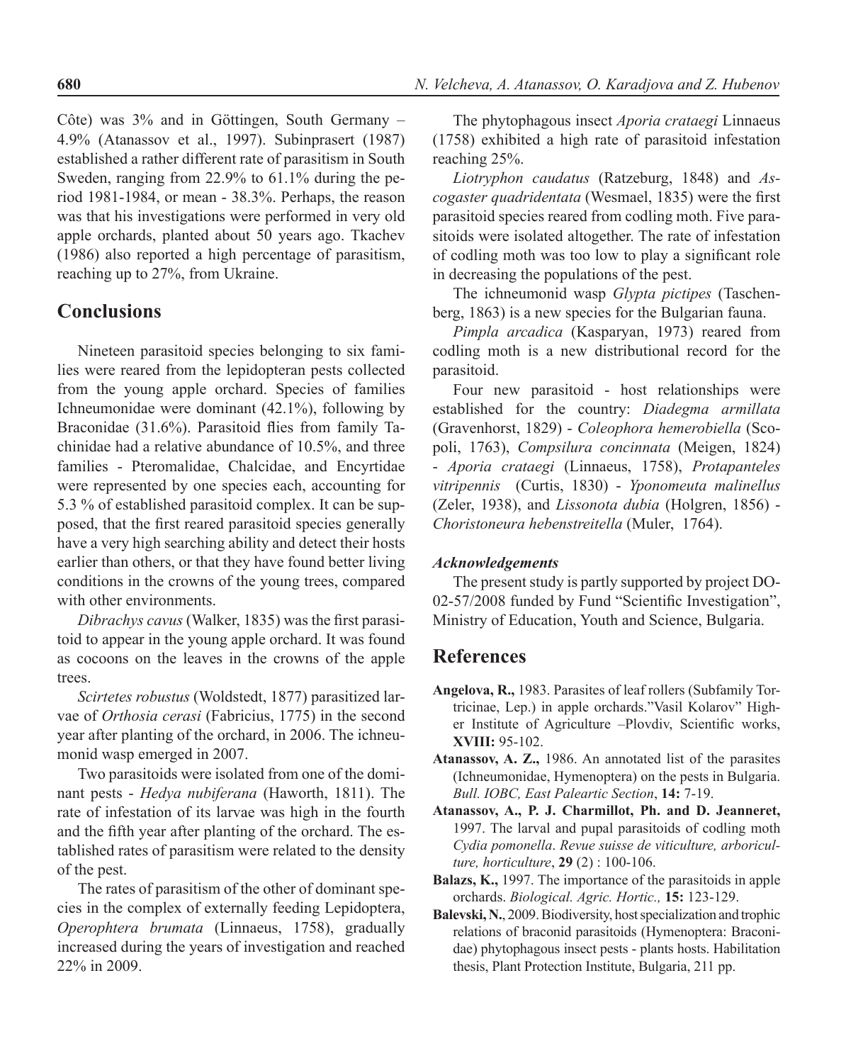Côte) was 3% and in Göttingen, South Germany – 4.9% (Atanassov et al., 1997). Subinprasert (1987) established a rather different rate of parasitism in South Sweden, ranging from 22.9% to 61.1% during the period 1981-1984, or mean - 38.3%. Perhaps, the reason was that his investigations were performed in very old apple orchards, planted about 50 years ago. Tkachev (1986) also reported a high percentage of parasitism, reaching up to 27%, from Ukraine.

## Conclusions

Nineteen parasitoid species belonging to six families were reared from the lepidopteran pests collected from the young apple orchard. Species of families Ichneumonidae were dominant (42.1%), following by Braconidae (31.6%). Parasitoid flies from family Tachinidae had a relative abundance of 10.5%, and three families - Pteromalidae, Chalcidae, and Encyrtidae were represented by one species each, accounting for 5.3 % of established parasitoid complex. It can be supposed, that the first reared parasitoid species generally have a very high searching ability and detect their hosts earlier than others, or that they have found better living conditions in the crowns of the young trees, compared with other environments.

*Dibrachys cavus* (Walker, 1835) was the first parasitoid to appear in the young apple orchard. It was found as cocoons on the leaves in the crowns of the apple trees.

*Scirtetes robustus* (Woldstedt, 1877) parasitized larvae of *Orthosia cerasi* (Fabricius, 1775) in the second year after planting of the orchard, in 2006. The ichneumonid wasp emerged in 2007.

Two parasitoids were isolated from one of the dominant pests - *Hedya nubiferana* (Haworth, 1811). The rate of infestation of its larvae was high in the fourth and the fifth year after planting of the orchard. The established rates of parasitism were related to the density of the pest.

The rates of parasitism of the other of dominant species in the complex of externally feeding Lepidoptera, *Operophtera brumata* (Linnaeus, 1758), gradually increased during the years of investigation and reached 22% in 2009.

The phytophagous insect *Aporia crataegi* Linnaeus (1758) exhibited a high rate of parasitoid infestation reaching 25%.

*Liotryphon caudatus* (Ratzeburg, 1848) and *Ascogaster quadridentata* (Wesmael, 1835) were the first parasitoid species reared from codling moth. Five parasitoids were isolated altogether. The rate of infestation of codling moth was too low to play a significant role in decreasing the populations of the pest.

The ichneumonid wasp *Glypta pictipes* (Taschenberg, 1863) is a new species for the Bulgarian fauna.

*Pimpla arcadica* (Kasparyan, 1973) reared from codling moth is a new distributional record for the parasitoid.

Four new parasitoid - host relationships were established for the country: *Diadegma armillata* (Gravenhorst, 1829) - *Coleophora hemerobiella* (Scopoli, 1763), *Compsilura concinnata* (Meigen, 1824) - *Aporia crataegi* (Linnaeus, 1758), *Protapanteles vitripennis* (Curtis, 1830) - *Yponomeuta malinellus* (Zeler, 1938), and *Lissonota dubia* (Holgren, 1856) - *Choristoneura hebenstreitella* (Muler, 1764).

#### *Acknowledgements*

The present study is partly supported by project DO-02-57/2008 funded by Fund "Scientific Investigation", Ministry of Education, Youth and Science, Bulgaria.

## References

**Angelova, R.,** 1983. Parasites of leaf rollers (Subfamily Tortricinae, Lep.) in apple orchards."Vasil Kolarov" Higher Institute of Agriculture –Plovdiv, Scientific works, **XVIII:** 95-102.

**Atanassov, A. Z.,** 1986. An annotated list of the parasites (Ichneumonidae, Hymenoptera) on the pests in Bulgaria. *Bull. IOBC, East Paleartic Section*, **14:** 7-19.

**Atanassov, A., P. J. Charmillot, Ph. and D. Jeanneret,** 1997. The larval and pupal parasitoids of codling moth *Cydia pomonella*. *Revue suisse de viticulture, arboriculture, horticulture*, **29** (2) : 100-106.

**Balazs, K.,** 1997. The importance of the parasitoids in apple orchards. *Biological. Agric. Hortic.,* **15:** 123-129.

**Balevski, N.**, 2009. Biodiversity, host specialization and trophic relations of braconid parasitoids (Hymenoptera: Braconidae) phytophagous insect pests - plants hosts. Habilitation thesis, Plant Protection Institute, Bulgaria, 211 pp.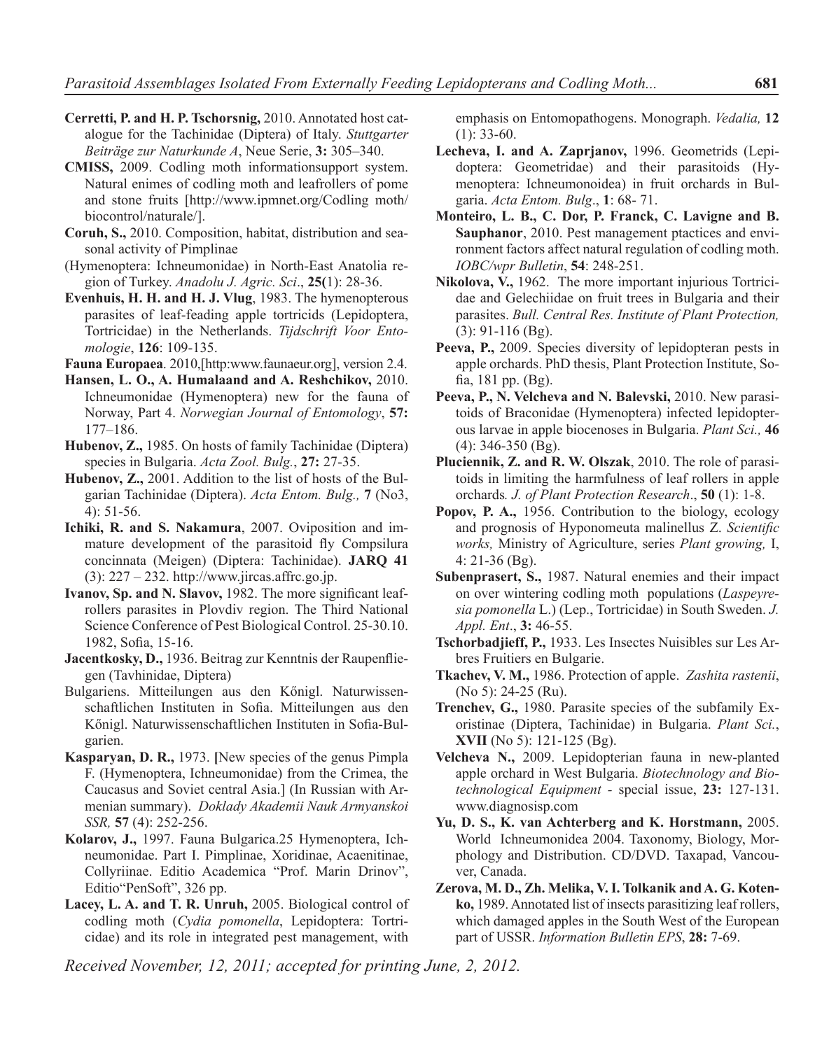**Cerretti, P. and H. P. Tschorsnig,** 2010. Annotated host catalogue for the Tachinidae (Diptera) of Italy. *Stuttgarter Beiträge zur Naturkunde A*, Neue Serie, **3:** 305–340.

**CMISS,** 2009. Codling moth informationsupport system. Natural enimes of codling moth and leafrollers of pome and stone fruits [http://www.ipmnet.org/Codling moth/ biocontrol/naturale/].

**Coruh, S.,** 2010. Composition, habitat, distribution and seasonal activity of Pimplinae

(Hymenoptera: Ichneumonidae) in North-East Anatolia region of Turkey. *Anadolu J. Agric. Sci*., **25(**1): 28-36.

**Evenhuis, H. H. and H. J. Vlug**, 1983. The hymenopterous parasites of leaf-feeding apple tortricids (Lepidoptera, Tortricidae) in the Netherlands. *Tijdschrift Voor Entomologie*, **126**: 109-135.

**Fauna Europaea**. 2010,[http:www.faunaeur.org], version 2.4.

**Hansen, L. O., A. Humalaand and A. Reshchikov,** 2010. Ichneumonidae (Hymenoptera) new for the fauna of Norway, Part 4. *Norwegian Journal of Entomology*, **57:** 177–186.

**Hubenov, Z.,** 1985. On hosts of family Tachinidae (Diptera) species in Bulgaria. *Acta Zool. Bulg.*, **27:** 27-35.

**Hubenov, Z.,** 2001. Addition to the list of hosts of the Bulgarian Tachinidae (Diptera). *Acta Entom. Bulg.,* **7** (No3, 4): 51-56.

**Ichiki, R. and S. Nakamura**, 2007. Oviposition and immature development of the parasitoid fly Compsilura concinnata (Meigen) (Diptera: Tachinidae). **JARQ 41** (3): 227 – 232. http://www.jircas.affrc.go.jp.

**Ivanov, Sp. and N. Slavov,** 1982. The more significant leafrollers parasites in Plovdiv region. The Third National Science Conference of Pest Biological Control. 25-30.10. 1982, Sofia, 15-16.

**Jacentkosky, D.,** 1936. Beitrag zur Kenntnis der Raupenfliegen (Tavhinidae, Diptera)

Bulgariens. Mitteilungen aus den Kőnigl. Naturwissenschaftlichen Instituten in Sofia. Mitteilungen aus den Kőnigl. Naturwissenschaftlichen Instituten in Sofia-Bulgarien.

**Kasparyan, D. R.,** 1973. **[**New species of the genus Pimpla F. (Hymenoptera, Ichneumonidae) from the Crimea, the Caucasus and Soviet central Asia.] (In Russian with Armenian summary). *Doklady Akademii Nauk Armyanskoi SSR,* **57** (4): 252-256.

**Kolarov, J.,** 1997. Fauna Bulgarica.25 Hymenoptera, Ichneumonidae. Part I. Pimplinae, Xoridinae, Acaenitinae, Collyriinae. Editio Academica "Prof. Marin Drinov", Editio"PenSoft", 326 pp.

**Lacey, L. A. and T. R. Unruh,** 2005. Biological control of codling moth (*Cydia pomonella*, Lepidoptera: Tortricidae) and its role in integrated pest management, with emphasis on Entomopathogens. Monograph. *Vedalia,* **12** (1): 33-60.

**Lecheva, I. and A. Zaprjanov,** 1996. Geometrids (Lepidoptera: Geometridae) and their parasitoids (Hymenoptera: Ichneumonoidea) in fruit orchards in Bulgaria. *Acta Entom. Bulg*., **1**: 68- 71.

**Monteiro, L. B., C. Dor, P. Franck, C. Lavigne and B. Sauphanor**, 2010. Pest management ptactices and environment factors affect natural regulation of codling moth. *IOBC/wpr Bulletin*, **54**: 248-251.

**Nikolova, V.,** 1962. The more important injurious Tortricidae and Gelechiidae on fruit trees in Bulgaria and their parasites. *Bull. Central Res. Institute of Plant Protection,* (3): 91-116 (Bg).

**Peeva, P.,** 2009. Species diversity of lepidopteran pests in apple orchards. PhD thesis, Plant Protection Institute, Sofia, 181 pp. (Bg).

**Peeva, P., N. Velcheva and N. Balevski,** 2010. New parasitoids of Braconidae (Hymenoptera) infected lepidopterous larvae in apple biocenoses in Bulgaria. *Plant Sci.,* **46** (4): 346-350 (Bg).

**Pluciennik, Z. and R. W. Olszak**, 2010. The role of parasitoids in limiting the harmfulness of leaf rollers in apple orchards*. J. of Plant Protection Research*., **50** (1): 1-8.

**Popov, P. A.,** 1956. Contribution to the biology, ecology and prognosis of Hyponomeuta malinellus Z. *Scientific works,* Ministry of Agriculture, series *Plant growing,* I, 4: 21-36 (Bg).

**Subenprasert, S.,** 1987. Natural enemies and their impact on over wintering codling moth populations (*Laspeyresia pomonella* L.) (Lep., Tortricidae) in South Sweden. *J. Appl. Ent*., **3:** 46-55.

**Tschorbadjieff, P.,** 1933. Les Insectes Nuisibles sur Les Arbres Fruitiers en Bulgarie.

**Tkachev, V. M.,** 1986. Protection of apple. *Zashita rastenii*, (No 5): 24-25 (Ru).

**Trenchev, G.,** 1980. Parasite species of the subfamily Exoristinae (Diptera, Tachinidae) in Bulgaria. *Plant Sci.*, **XVII** (No 5): 121-125 (Bg).

**Velcheva N.,** 2009. Lepidopterian fauna in new-planted apple orchard in West Bulgaria. *Biotechnology and Biotechnological Equipment -* special issue, **23:** 127-131. www.diagnosisp.com

**Yu, D. S., K. van Achterberg and K. Horstmann,** 2005. World Ichneumonidea 2004. Taxonomy, Biology, Morphology and Distribution. CD/DVD. Taxapad, Vancouver, Canada.

**Zerova, M. D., Zh. Melika, V. I. Tolkanik and A. G. Kotenko,** 1989. Annotated list of insects parasitizing leaf rollers, which damaged apples in the South West of the European part of USSR. *Information Bulletin EPS*, **28:** 7-69.

*Received November, 12, 2011; accepted for printing June, 2, 2012.*